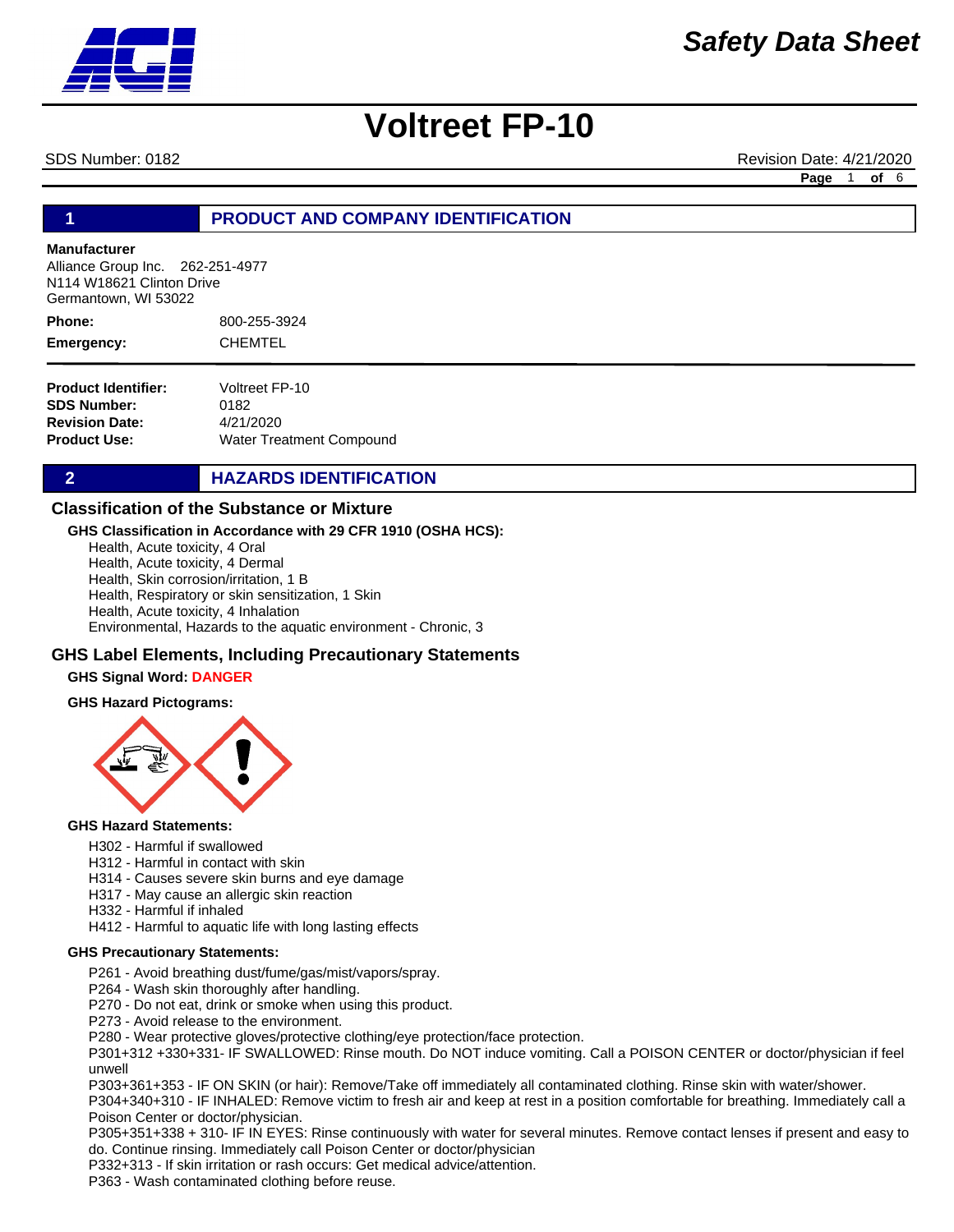*Safety Data Sheet*

# Voltreet FP-10

SDS Number: 0182 Revision Date: 4/21/2020

## 1 PRODUCT AND COMPANY IDENTIFICATION

**Manufacturer**
Alliance Group Inc. 262-251-4977
N114 W18621 Clinton Drive
Germantown, WI 53022

**Phone:** 800-255-3924
**Emergency:** CHEMTEL

**Product Identifier:** Voltreet FP-10
**SDS Number:** 0182
**Revision Date:** 4/21/2020
**Product Use:** Water Treatment Compound

## 2 HAZARDS IDENTIFICATION

### Classification of the Substance or Mixture

**GHS Classification in Accordance with 29 CFR 1910 (OSHA HCS):**

Health, Acute toxicity, 4 Oral
Health, Acute toxicity, 4 Dermal
Health, Skin corrosion/irritation, 1 B
Health, Respiratory or skin sensitization, 1 Skin
Health, Acute toxicity, 4 Inhalation
Environmental, Hazards to the aquatic environment - Chronic, 3

### GHS Label Elements, Including Precautionary Statements

**GHS Signal Word:** **DANGER**

**GHS Hazard Pictograms:**

**GHS Hazard Statements:**

H302 - Harmful if swallowed
H312 - Harmful in contact with skin
H314 - Causes severe skin burns and eye damage
H317 - May cause an allergic skin reaction
H332 - Harmful if inhaled
H412 - Harmful to aquatic life with long lasting effects

**GHS Precautionary Statements:**

P261 - Avoid breathing dust/fume/gas/mist/vapors/spray.
P264 - Wash skin thoroughly after handling.
P270 - Do not eat, drink or smoke when using this product.
P273 - Avoid release to the environment.
P280 - Wear protective gloves/protective clothing/eye protection/face protection.
P301+312 +330+331- IF SWALLOWED: Rinse mouth. Do NOT induce vomiting. Call a POISON CENTER or doctor/physician if feel unwell
P303+361+353 - IF ON SKIN (or hair): Remove/Take off immediately all contaminated clothing. Rinse skin with water/shower.
P304+340+310 - IF INHALED: Remove victim to fresh air and keep at rest in a position comfortable for breathing. Immediately call a Poison Center or doctor/physician.
P305+351+338 + 310- IF IN EYES: Rinse continuously with water for several minutes. Remove contact lenses if present and easy to do. Continue rinsing. Immediately call Poison Center or doctor/physician
P332+313 - If skin irritation or rash occurs: Get medical advice/attention.
P363 - Wash contaminated clothing before reuse.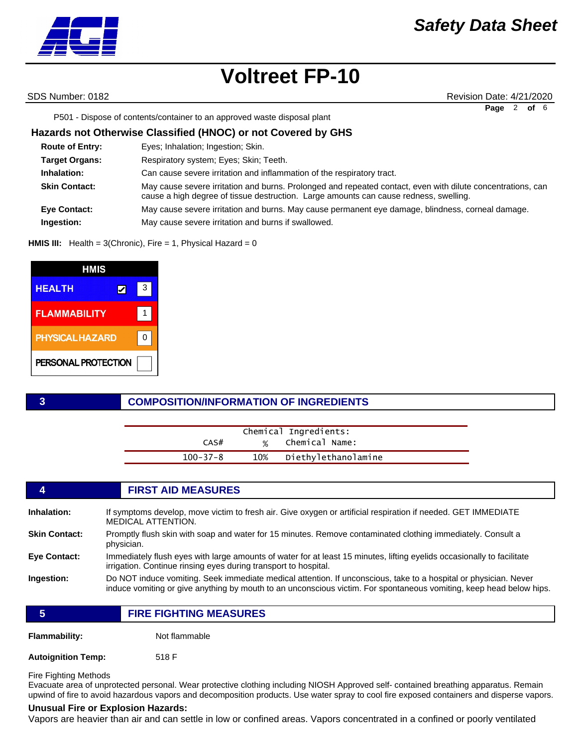P501 - Dispose of contents/container to an approved waste disposal plant

### Hazards not Otherwise Classified (HNOC) or not Covered by GHS

**Route of Entry:** Eyes; Inhalation; Ingestion; Skin.

**Target Organs:** Respiratory system; Eyes; Skin; Teeth.

**Inhalation:** Can cause severe irritation and inflammation of the respiratory tract.

**Skin Contact:** May cause severe irritation and burns. Prolonged and repeated contact, even with dilute concentrations, can cause a high degree of tissue destruction. Large amounts can cause redness, swelling.

**Eye Contact:** May cause severe irritation and burns. May cause permanent eye damage, blindness, corneal damage.

**Ingestion:** May cause severe irritation and burns if swallowed.

**HMIS III:** Health = 3(Chronic), Fire = 1, Physical Hazard = 0

| HMIS | |
|---|---|
| HEALTH ☑ | 3 |
| FLAMMABILITY | 1 |
| PHYSICAL HAZARD | 0 |
| PERSONAL PROTECTION | |

## 3 COMPOSITION/INFORMATION OF INGREDIENTS

Chemical Ingredients:

| CAS# | % | Chemical Name: |
|---|---|---|
| 100-37-8 | 10% | Diethylethanolamine |

## 4 FIRST AID MEASURES

**Inhalation:** If symptoms develop, move victim to fresh air. Give oxygen or artificial respiration if needed. GET IMMEDIATE MEDICAL ATTENTION.

**Skin Contact:** Promptly flush skin with soap and water for 15 minutes. Remove contaminated clothing immediately. Consult a physician.

**Eye Contact:** Immediately flush eyes with large amounts of water for at least 15 minutes, lifting eyelids occasionally to facilitate irrigation. Continue rinsing eyes during transport to hospital.

**Ingestion:** Do NOT induce vomiting. Seek immediate medical attention. If unconscious, take to a hospital or physician. Never induce vomiting or give anything by mouth to an unconscious victim. For spontaneous vomiting, keep head below hips.

## 5 FIRE FIGHTING MEASURES

**Flammability:** Not flammable

**Autoignition Temp:** 518 F

Fire Fighting Methods

Evacuate area of unprotected personal. Wear protective clothing including NIOSH Approved self- contained breathing apparatus. Remain upwind of fire to avoid hazardous vapors and decomposition products. Use water spray to cool fire exposed containers and disperse vapors.

**Unusual Fire or Explosion Hazards:**

Vapors are heavier than air and can settle in low or confined areas. Vapors concentrated in a confined or poorly ventilated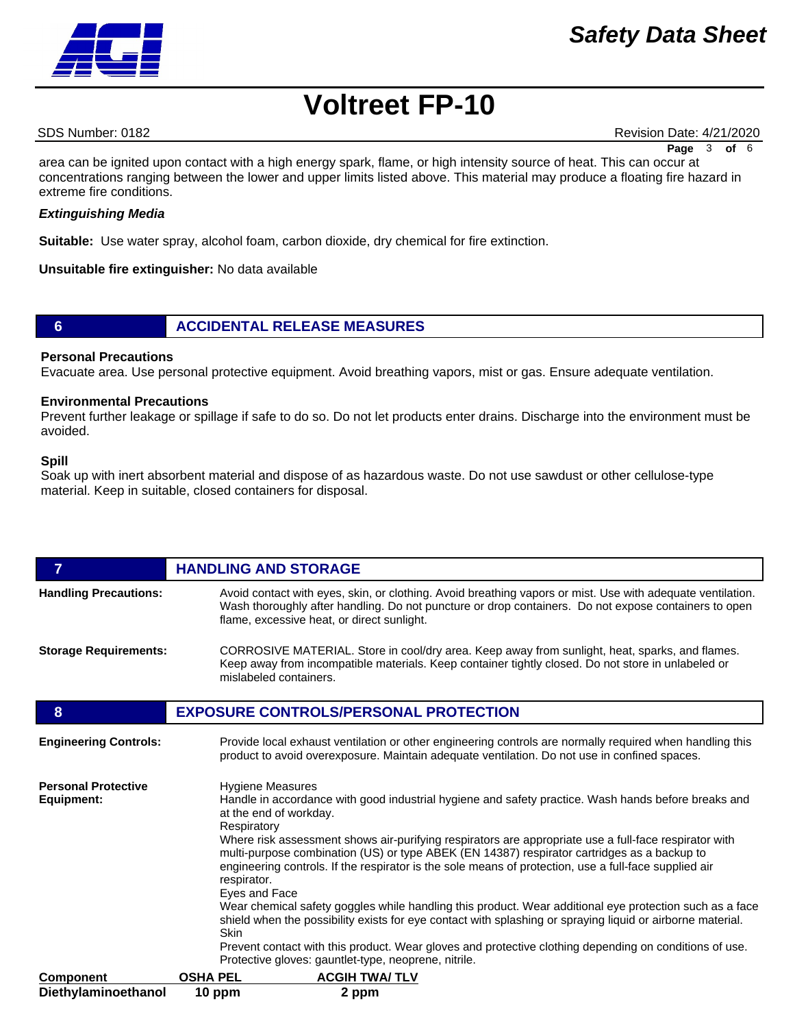area can be ignited upon contact with a high energy spark, flame, or high intensity source of heat. This can occur at concentrations ranging between the lower and upper limits listed above. This material may produce a floating fire hazard in extreme fire conditions.

***Extinguishing Media***

**Suitable:** Use water spray, alcohol foam, carbon dioxide, dry chemical for fire extinction.

**Unsuitable fire extinguisher:** No data available

## 6 ACCIDENTAL RELEASE MEASURES

**Personal Precautions**

Evacuate area. Use personal protective equipment. Avoid breathing vapors, mist or gas. Ensure adequate ventilation.

**Environmental Precautions**

Prevent further leakage or spillage if safe to do so. Do not let products enter drains. Discharge into the environment must be avoided.

**Spill**

Soak up with inert absorbent material and dispose of as hazardous waste. Do not use sawdust or other cellulose-type material. Keep in suitable, closed containers for disposal.

## 7 HANDLING AND STORAGE

**Handling Precautions:** Avoid contact with eyes, skin, or clothing. Avoid breathing vapors or mist. Use with adequate ventilation. Wash thoroughly after handling. Do not puncture or drop containers. Do not expose containers to open flame, excessive heat, or direct sunlight.

**Storage Requirements:** CORROSIVE MATERIAL. Store in cool/dry area. Keep away from sunlight, heat, sparks, and flames. Keep away from incompatible materials. Keep container tightly closed. Do not store in unlabeled or mislabeled containers.

## 8 EXPOSURE CONTROLS/PERSONAL PROTECTION

**Engineering Controls:** Provide local exhaust ventilation or other engineering controls are normally required when handling this product to avoid overexposure. Maintain adequate ventilation. Do not use in confined spaces.

**Personal Protective Equipment:**

Hygiene Measures
Handle in accordance with good industrial hygiene and safety practice. Wash hands before breaks and at the end of workday.

Respiratory
Where risk assessment shows air-purifying respirators are appropriate use a full-face respirator with multi-purpose combination (US) or type ABEK (EN 14387) respirator cartridges as a backup to engineering controls. If the respirator is the sole means of protection, use a full-face supplied air respirator.

Eyes and Face
Wear chemical safety goggles while handling this product. Wear additional eye protection such as a face shield when the possibility exists for eye contact with splashing or spraying liquid or airborne material.

Skin
Prevent contact with this product. Wear gloves and protective clothing depending on conditions of use. Protective gloves: gauntlet-type, neoprene, nitrile.

| Component | OSHA PEL | ACGIH TWA/ TLV |
|---|---|---|
| **Diethylaminoethanol** | **10 ppm** | **2 ppm** |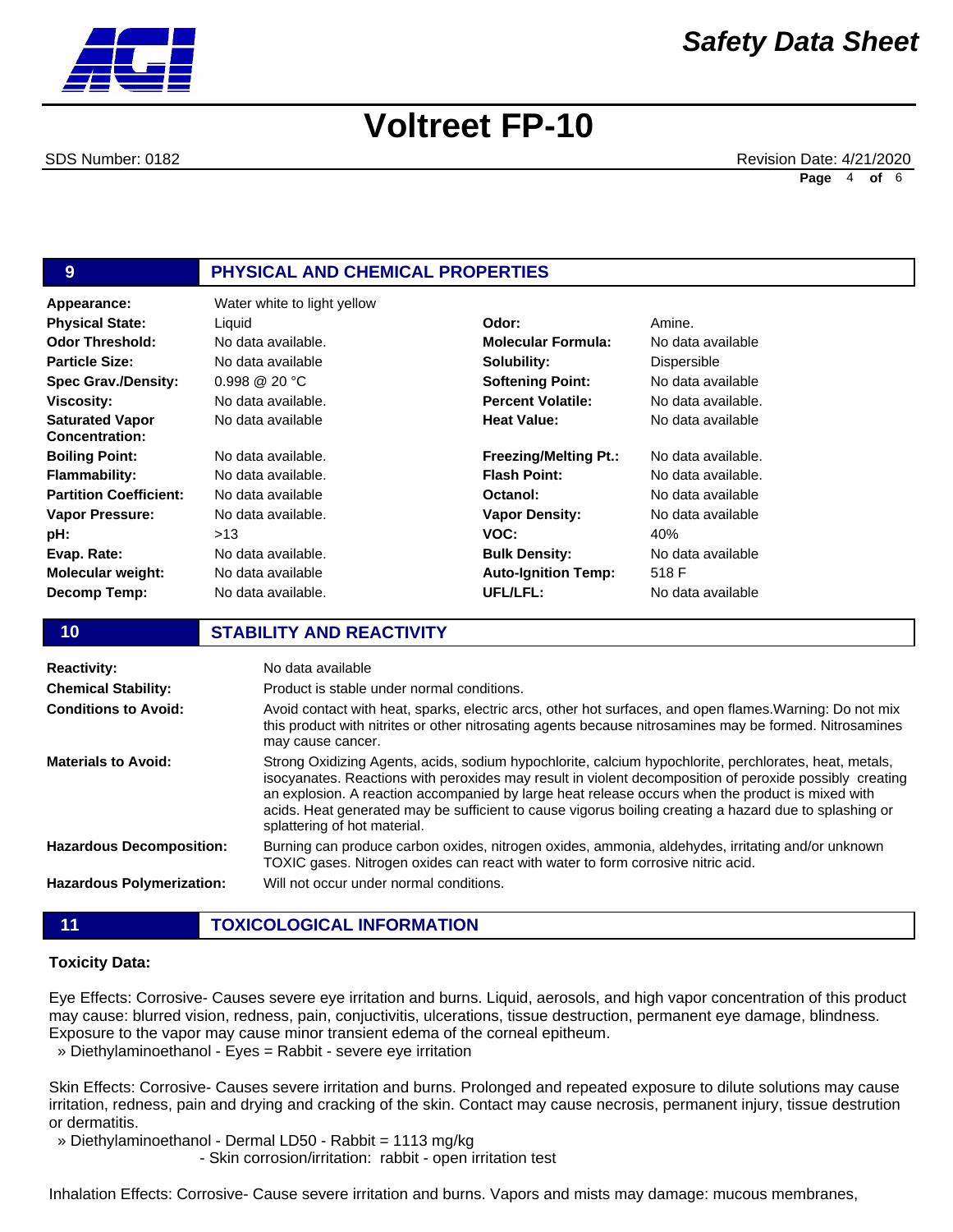## 9 PHYSICAL AND CHEMICAL PROPERTIES

| | | | |
|---|---|---|---|
| **Appearance:** | Water white to light yellow | | |
| **Physical State:** | Liquid | **Odor:** | Amine. |
| **Odor Threshold:** | No data available. | **Molecular Formula:** | No data available |
| **Particle Size:** | No data available | **Solubility:** | Dispersible |
| **Spec Grav./Density:** | 0.998 @ 20 °C | **Softening Point:** | No data available |
| **Viscosity:** | No data available. | **Percent Volatile:** | No data available. |
| **Saturated Vapor Concentration:** | No data available | **Heat Value:** | No data available |
| **Boiling Point:** | No data available. | **Freezing/Melting Pt.:** | No data available. |
| **Flammability:** | No data available. | **Flash Point:** | No data available. |
| **Partition Coefficient:** | No data available | **Octanol:** | No data available |
| **Vapor Pressure:** | No data available. | **Vapor Density:** | No data available |
| **pH:** | >13 | **VOC:** | 40% |
| **Evap. Rate:** | No data available. | **Bulk Density:** | No data available |
| **Molecular weight:** | No data available | **Auto-Ignition Temp:** | 518 F |
| **Decomp Temp:** | No data available. | **UFL/LFL:** | No data available |

## 10 STABILITY AND REACTIVITY

**Reactivity:** No data available

**Chemical Stability:** Product is stable under normal conditions.

**Conditions to Avoid:** Avoid contact with heat, sparks, electric arcs, other hot surfaces, and open flames.Warning: Do not mix this product with nitrites or other nitrosating agents because nitrosamines may be formed. Nitrosamines may cause cancer.

**Materials to Avoid:** Strong Oxidizing Agents, acids, sodium hypochlorite, calcium hypochlorite, perchlorates, heat, metals, isocyanates. Reactions with peroxides may result in violent decomposition of peroxide possibly creating an explosion. A reaction accompanied by large heat release occurs when the product is mixed with acids. Heat generated may be sufficient to cause vigorous boiling creating a hazard due to splashing or splattering of hot material.

**Hazardous Decomposition:** Burning can produce carbon oxides, nitrogen oxides, ammonia, aldehydes, irritating and/or unknown TOXIC gases. Nitrogen oxides can react with water to form corrosive nitric acid.

**Hazardous Polymerization:** Will not occur under normal conditions.

## 11 TOXICOLOGICAL INFORMATION

**Toxicity Data:**

Eye Effects: Corrosive- Causes severe eye irritation and burns. Liquid, aerosols, and high vapor concentration of this product may cause: blurred vision, redness, pain, conjuctivitis, ulcerations, tissue destruction, permanent eye damage, blindness. Exposure to the vapor may cause minor transient edema of the corneal epitheum.

» Diethylaminoethanol - Eyes = Rabbit - severe eye irritation

Skin Effects: Corrosive- Causes severe irritation and burns. Prolonged and repeated exposure to dilute solutions may cause irritation, redness, pain and drying and cracking of the skin. Contact may cause necrosis, permanent injury, tissue destrution or dermatitis.

» Diethylaminoethanol - Dermal LD50 - Rabbit = 1113 mg/kg
- Skin corrosion/irritation: rabbit - open irritation test

Inhalation Effects: Corrosive- Cause severe irritation and burns. Vapors and mists may damage: mucous membranes,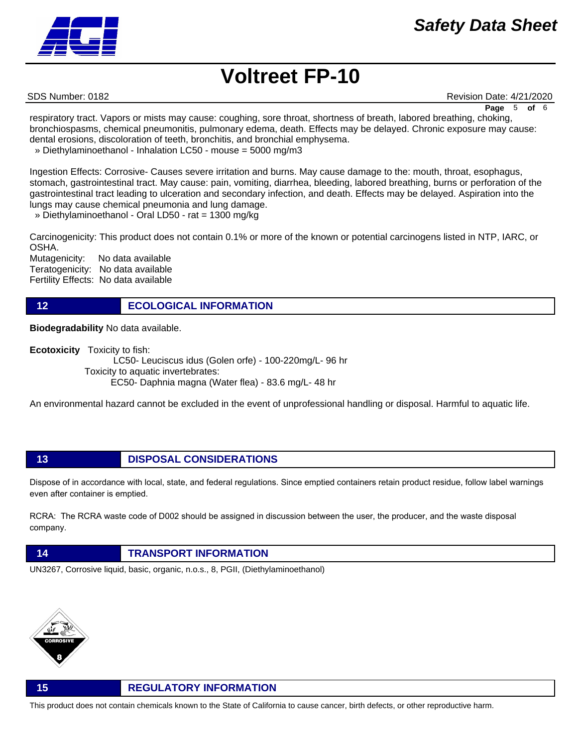respiratory tract. Vapors or mists may cause: coughing, sore throat, shortness of breath, labored breathing, choking, bronchiospasms, chemical pneumonitis, pulmonary edema, death. Effects may be delayed. Chronic exposure may cause: dental erosions, discoloration of teeth, bronchitis, and bronchial emphysema.

» Diethylaminoethanol - Inhalation LC50 - mouse = 5000 mg/m3

Ingestion Effects: Corrosive- Causes severe irritation and burns. May cause damage to the: mouth, throat, esophagus, stomach, gastrointestinal tract. May cause: pain, vomiting, diarrhea, bleeding, labored breathing, burns or perforation of the gastrointestinal tract leading to ulceration and secondary infection, and death. Effects may be delayed. Aspiration into the lungs may cause chemical pneumonia and lung damage.

» Diethylaminoethanol - Oral LD50 - rat = 1300 mg/kg

Carcinogenicity: This product does not contain 0.1% or more of the known or potential carcinogens listed in NTP, IARC, or OSHA.

Mutagenicity: No data available
Teratogenicity: No data available
Fertility Effects: No data available

## 12 ECOLOGICAL INFORMATION

**Biodegradability** No data available.

**Ecotoxicity** Toxicity to fish:
LC50- Leuciscus idus (Golen orfe) - 100-220mg/L- 96 hr
Toxicity to aquatic invertebrates:
EC50- Daphnia magna (Water flea) - 83.6 mg/L- 48 hr

An environmental hazard cannot be excluded in the event of unprofessional handling or disposal. Harmful to aquatic life.

## 13 DISPOSAL CONSIDERATIONS

Dispose of in accordance with local, state, and federal regulations. Since emptied containers retain product residue, follow label warnings even after container is emptied.

RCRA: The RCRA waste code of D002 should be assigned in discussion between the user, the producer, and the waste disposal company.

## 14 TRANSPORT INFORMATION

UN3267, Corrosive liquid, basic, organic, n.o.s., 8, PGII, (Diethylaminoethanol)

CORROSIVE 8

## 15 REGULATORY INFORMATION

This product does not contain chemicals known to the State of California to cause cancer, birth defects, or other reproductive harm.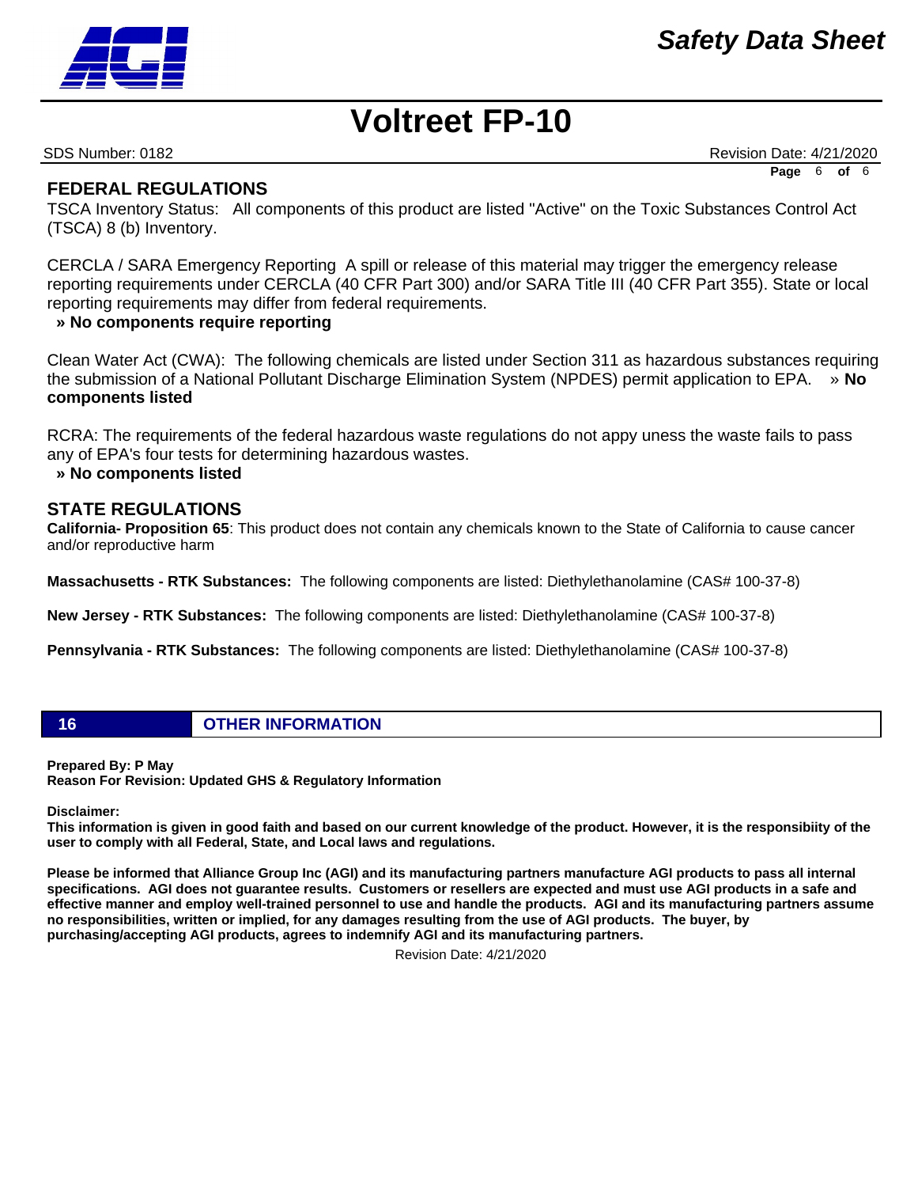## FEDERAL REGULATIONS

TSCA Inventory Status: All components of this product are listed "Active" on the Toxic Substances Control Act (TSCA) 8 (b) Inventory.

CERCLA / SARA Emergency Reporting A spill or release of this material may trigger the emergency release reporting requirements under CERCLA (40 CFR Part 300) and/or SARA Title III (40 CFR Part 355). State or local reporting requirements may differ from federal requirements.

**» No components require reporting**

Clean Water Act (CWA): The following chemicals are listed under Section 311 as hazardous substances requiring the submission of a National Pollutant Discharge Elimination System (NPDES) permit application to EPA. » **No components listed**

RCRA: The requirements of the federal hazardous waste regulations do not appy uness the waste fails to pass any of EPA's four tests for determining hazardous wastes.

**» No components listed**

## STATE REGULATIONS

**California- Proposition 65**: This product does not contain any chemicals known to the State of California to cause cancer and/or reproductive harm

**Massachusetts - RTK Substances:** The following components are listed: Diethylethanolamine (CAS# 100-37-8)

**New Jersey - RTK Substances:** The following components are listed: Diethylethanolamine (CAS# 100-37-8)

**Pennsylvania - RTK Substances:** The following components are listed: Diethylethanolamine (CAS# 100-37-8)

## 16 OTHER INFORMATION

**Prepared By: P May**
**Reason For Revision: Updated GHS & Regulatory Information**

**Disclaimer:**
**This information is given in good faith and based on our current knowledge of the product. However, it is the responsibiity of the user to comply with all Federal, State, and Local laws and regulations.**

**Please be informed that Alliance Group Inc (AGI) and its manufacturing partners manufacture AGI products to pass all internal specifications. AGI does not guarantee results. Customers or resellers are expected and must use AGI products in a safe and effective manner and employ well-trained personnel to use and handle the products. AGI and its manufacturing partners assume no responsibilities, written or implied, for any damages resulting from the use of AGI products. The buyer, by purchasing/accepting AGI products, agrees to indemnify AGI and its manufacturing partners.**

Revision Date: 4/21/2020